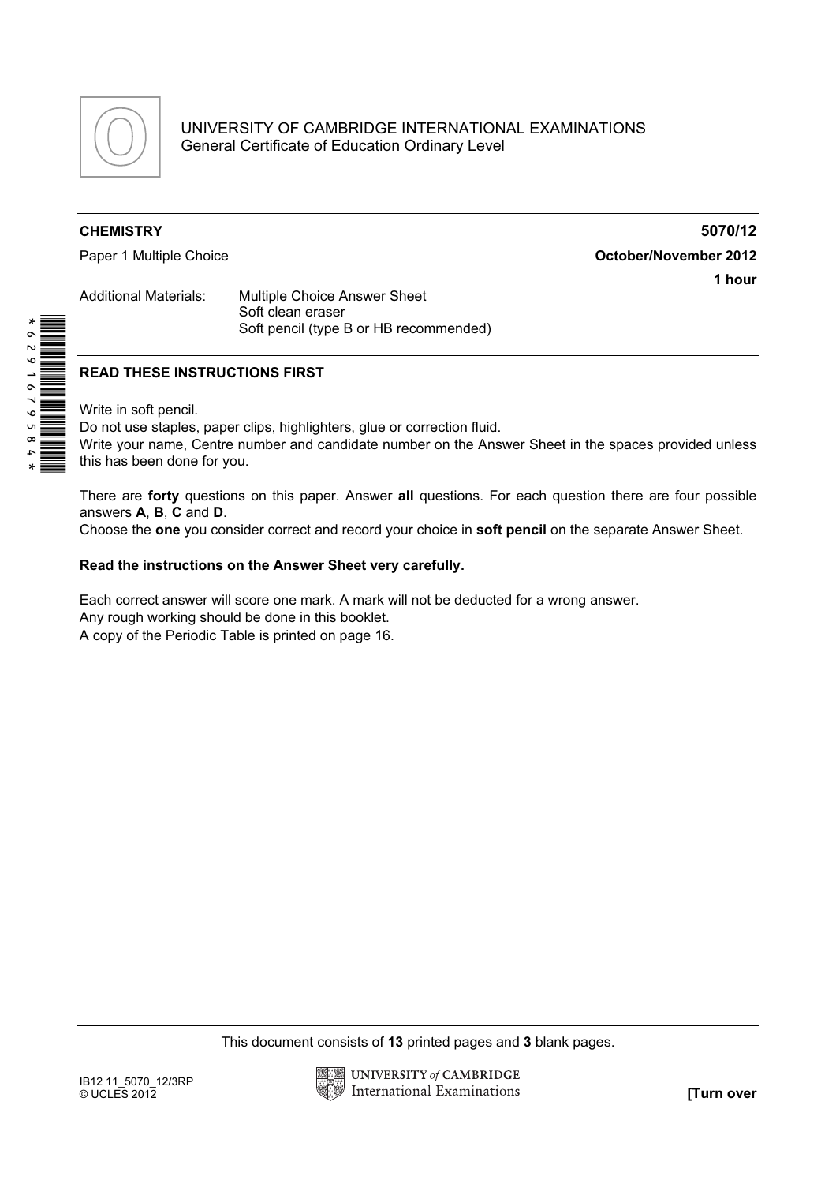UNIVERSITY OF CAMBRIDGE INTERNATIONAL EXAMINATIONS
General Certificate of Education Ordinary Level

**CHEMISTRY** **5070/12**

Paper 1 Multiple Choice **October/November 2012**

**1 hour**

Additional Materials: Multiple Choice Answer Sheet
Soft clean eraser
Soft pencil (type B or HB recommended)

*6291679584*

**READ THESE INSTRUCTIONS FIRST**

Write in soft pencil.
Do not use staples, paper clips, highlighters, glue or correction fluid.
Write your name, Centre number and candidate number on the Answer Sheet in the spaces provided unless this has been done for you.

There are **forty** questions on this paper. Answer **all** questions. For each question there are four possible answers **A**, **B**, **C** and **D**.
Choose the **one** you consider correct and record your choice in **soft pencil** on the separate Answer Sheet.

**Read the instructions on the Answer Sheet very carefully.**

Each correct answer will score one mark. A mark will not be deducted for a wrong answer.
Any rough working should be done in this booklet.
A copy of the Periodic Table is printed on page 16.

This document consists of **13** printed pages and **3** blank pages.

IB12 11_5070_12/3RP
© UCLES 2012

**[Turn over**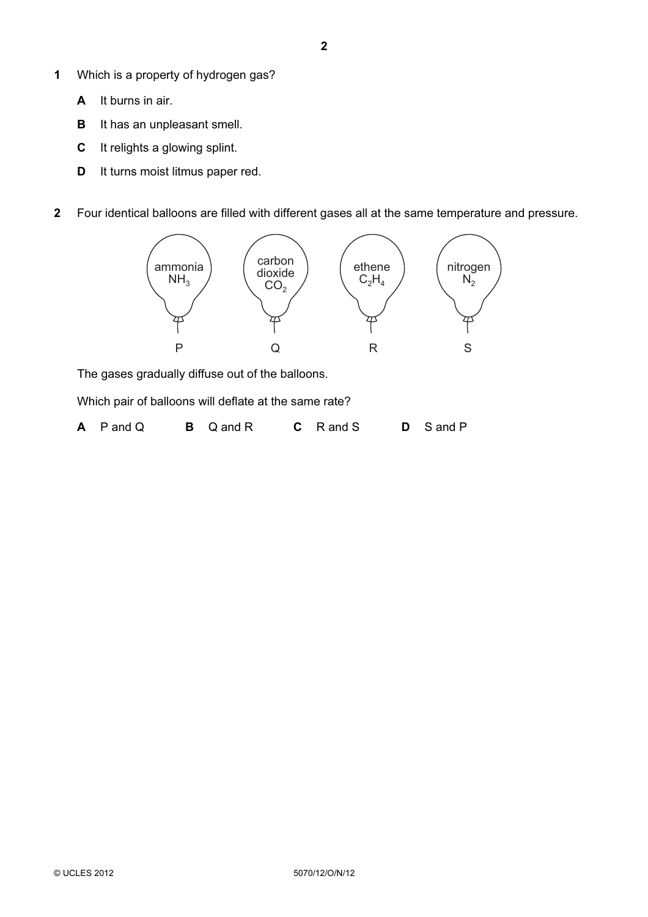1 Which is a property of hydrogen gas?

**A** It burns in air.

**B** It has an unpleasant smell.

**C** It relights a glowing splint.

**D** It turns moist litmus paper red.

2 Four identical balloons are filled with different gases all at the same temperature and pressure.

| P | Q | R | S |
|---|---|---|---|
| ammonia $NH_3$ | carbon dioxide $CO_2$ | ethene $C_2H_4$ | nitrogen $N_2$ |

The gases gradually diffuse out of the balloons.

Which pair of balloons will deflate at the same rate?

**A** P and Q **B** Q and R **C** R and S **D** S and P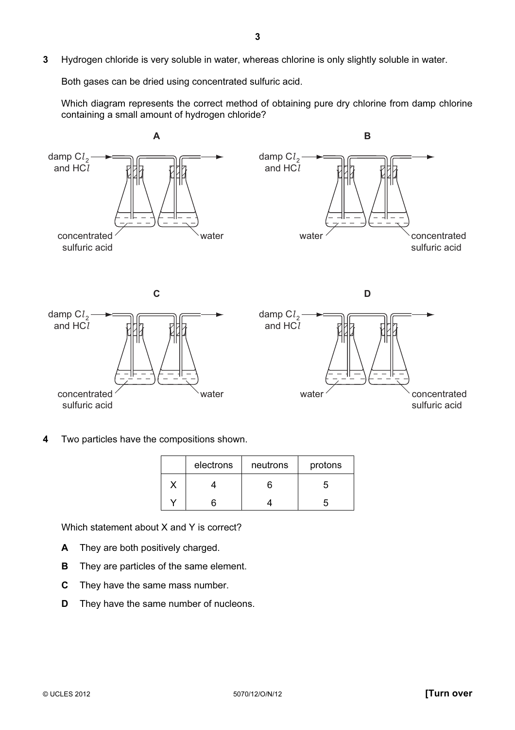**3** Hydrogen chloride is very soluble in water, whereas chlorine is only slightly soluble in water.

Both gases can be dried using concentrated sulfuric acid.

Which diagram represents the correct method of obtaining pure dry chlorine from damp chlorine containing a small amount of hydrogen chloride?

**A**

damp $Cl_2$ and $HCl$ → concentrated sulfuric acid → water →

**B**

damp $Cl_2$ and $HCl$ → water → concentrated sulfuric acid →

**C**

damp $Cl_2$ and $HCl$ → concentrated sulfuric acid → water →

**D**

damp $Cl_2$ and $HCl$ → water → concentrated sulfuric acid →

**4** Two particles have the compositions shown.

| | electrons | neutrons | protons |
|---|---|---|---|
| X | 4 | 6 | 5 |
| Y | 6 | 4 | 5 |

Which statement about X and Y is correct?

- **A** They are both positively charged.
- **B** They are particles of the same element.
- **C** They have the same mass number.
- **D** They have the same number of nucleons.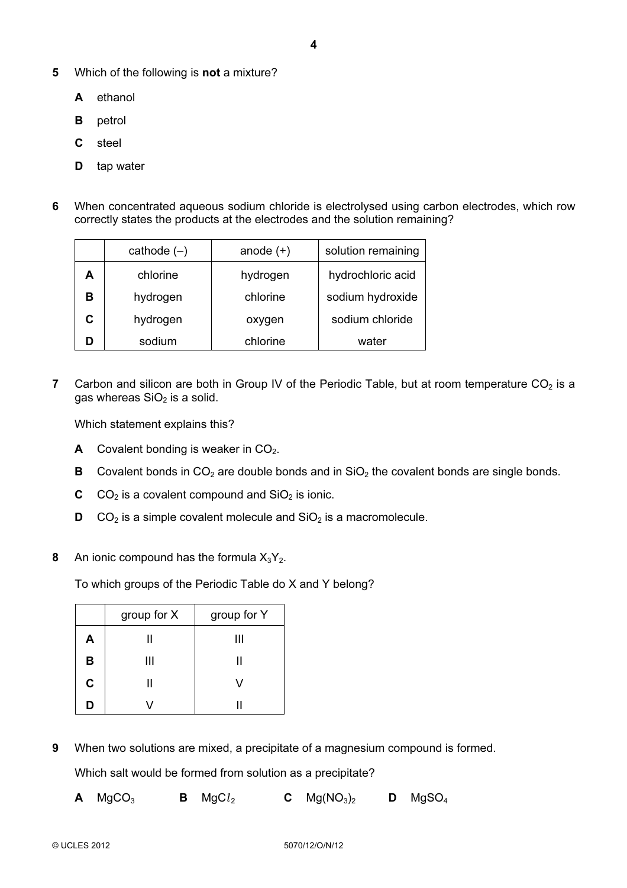**5** Which of the following is **not** a mixture?

**A** ethanol

**B** petrol

**C** steel

**D** tap water

**6** When concentrated aqueous sodium chloride is electrolysed using carbon electrodes, which row correctly states the products at the electrodes and the solution remaining?

| | cathode (–) | anode (+) | solution remaining |
|---|---|---|---|
| **A** | chlorine | hydrogen | hydrochloric acid |
| **B** | hydrogen | chlorine | sodium hydroxide |
| **C** | hydrogen | oxygen | sodium chloride |
| **D** | sodium | chlorine | water |

**7** Carbon and silicon are both in Group IV of the Periodic Table, but at room temperature $CO_2$ is a gas whereas $SiO_2$ is a solid.

Which statement explains this?

**A** Covalent bonding is weaker in $CO_2$.

**B** Covalent bonds in $CO_2$ are double bonds and in $SiO_2$ the covalent bonds are single bonds.

**C** $CO_2$ is a covalent compound and $SiO_2$ is ionic.

**D** $CO_2$ is a simple covalent molecule and $SiO_2$ is a macromolecule.

**8** An ionic compound has the formula $X_3Y_2$.

To which groups of the Periodic Table do X and Y belong?

| | group for X | group for Y |
|---|---|---|
| **A** | II | III |
| **B** | III | II |
| **C** | II | V |
| **D** | V | II |

**9** When two solutions are mixed, a precipitate of a magnesium compound is formed.

Which salt would be formed from solution as a precipitate?

**A** $MgCO_3$ **B** $MgCl_2$ **C** $Mg(NO_3)_2$ **D** $MgSO_4$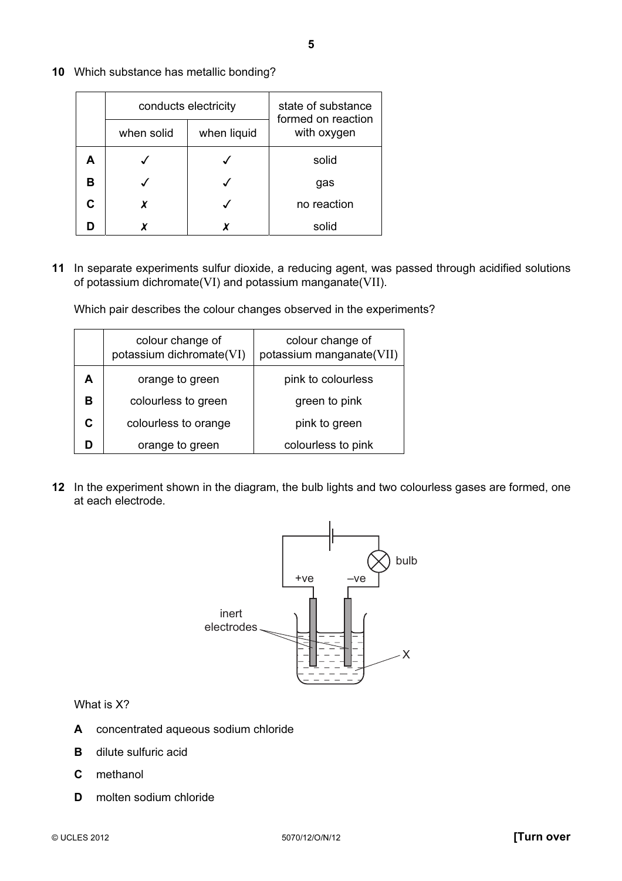**10** Which substance has metallic bonding?

| | conducts electricity | | state of substance formed on reaction with oxygen |
|---|---|---|---|
| | when solid | when liquid | |
| **A** | ✓ | ✓ | solid |
| **B** | ✓ | ✓ | gas |
| **C** | ✗ | ✓ | no reaction |
| **D** | ✗ | ✗ | solid |

**11** In separate experiments sulfur dioxide, a reducing agent, was passed through acidified solutions of potassium dichromate(VI) and potassium manganate(VII).

Which pair describes the colour changes observed in the experiments?

| | colour change of potassium dichromate(VI) | colour change of potassium manganate(VII) |
|---|---|---|
| **A** | orange to green | pink to colourless |
| **B** | colourless to green | green to pink |
| **C** | colourless to orange | pink to green |
| **D** | orange to green | colourless to pink |

**12** In the experiment shown in the diagram, the bulb lights and two colourless gases are formed, one at each electrode.

What is X?

**A** concentrated aqueous sodium chloride

**B** dilute sulfuric acid

**C** methanol

**D** molten sodium chloride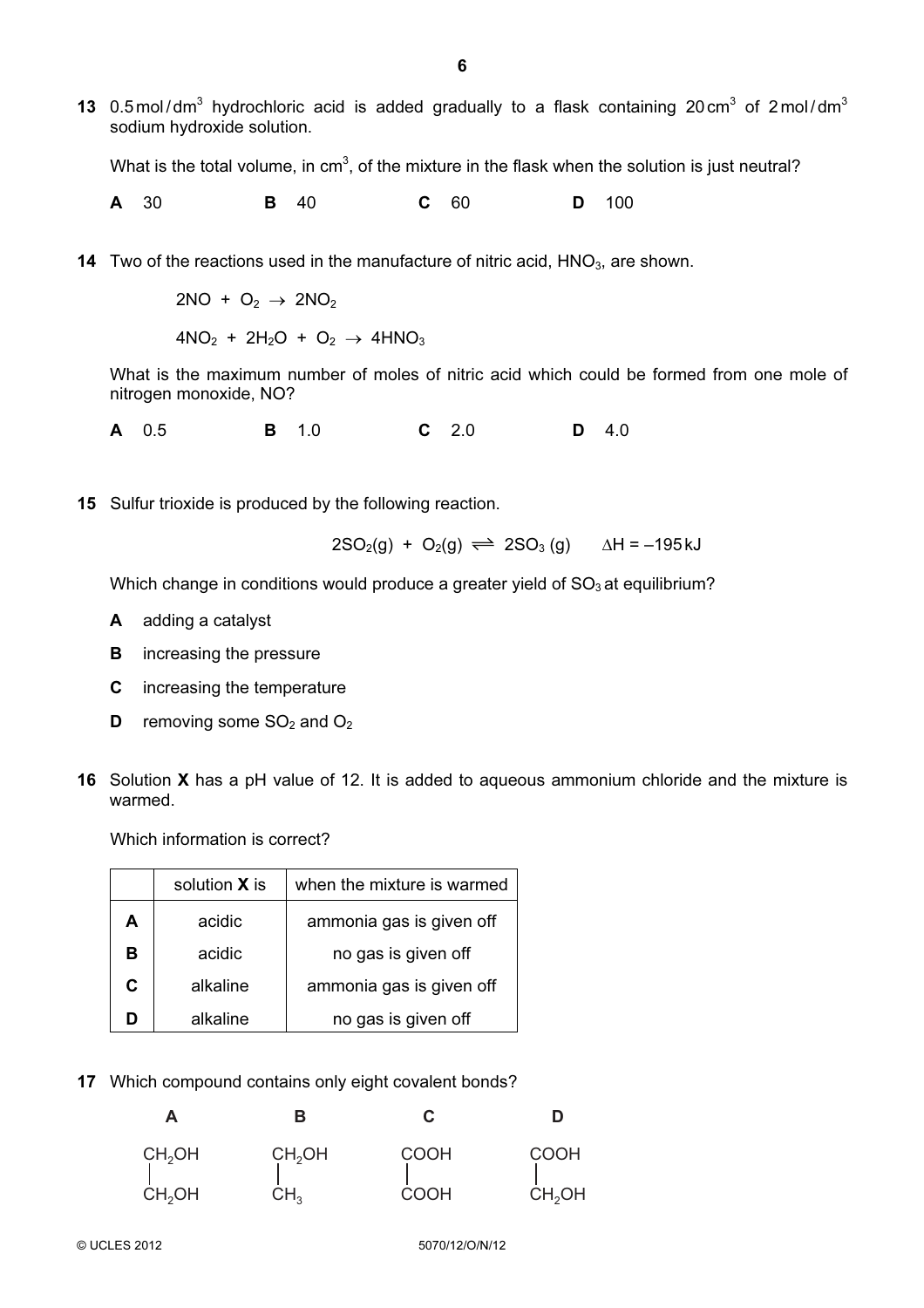**13** 0.5 mol / $dm^3$ hydrochloric acid is added gradually to a flask containing 20 $cm^3$ of 2 mol / $dm^3$ sodium hydroxide solution.

What is the total volume, in $cm^3$, of the mixture in the flask when the solution is just neutral?

**A** 30 **B** 40 **C** 60 **D** 100

**14** Two of the reactions used in the manufacture of nitric acid, $HNO_3$, are shown.

$$2NO + O_2 \rightarrow 2NO_2$$

$$4NO_2 + 2H_2O + O_2 \rightarrow 4HNO_3$$

What is the maximum number of moles of nitric acid which could be formed from one mole of nitrogen monoxide, NO?

**A** 0.5 **B** 1.0 **C** 2.0 **D** 4.0

**15** Sulfur trioxide is produced by the following reaction.

$$2SO_2(g) + O_2(g) \rightleftharpoons 2SO_3(g) \qquad \Delta H = -195\,kJ$$

Which change in conditions would produce a greater yield of $SO_3$ at equilibrium?

**A** adding a catalyst

**B** increasing the pressure

**C** increasing the temperature

**D** removing some $SO_2$ and $O_2$

**16** Solution **X** has a pH value of 12. It is added to aqueous ammonium chloride and the mixture is warmed.

Which information is correct?

| | solution **X** is | when the mixture is warmed |
|---|---|---|
| **A** | acidic | ammonia gas is given off |
| **B** | acidic | no gas is given off |
| **C** | alkaline | ammonia gas is given off |
| **D** | alkaline | no gas is given off |

**17** Which compound contains only eight covalent bonds?

| A | B | C | D |
|---|---|---|---|
| $CH_2OH$ | $CH_2OH$ | $COOH$ | $COOH$ |
| \| | \| | \| | \| |
| $CH_2OH$ | $CH_3$ | $COOH$ | $CH_2OH$ |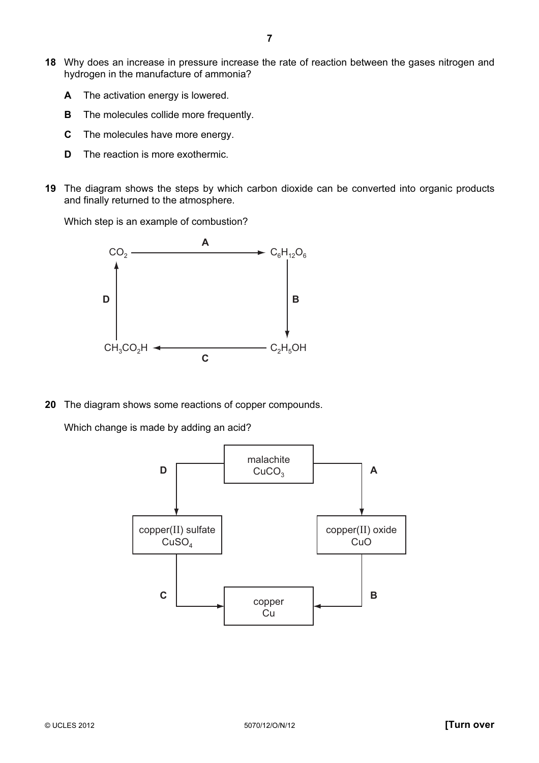**18** Why does an increase in pressure increase the rate of reaction between the gases nitrogen and hydrogen in the manufacture of ammonia?

- **A** The activation energy is lowered.
- **B** The molecules collide more frequently.
- **C** The molecules have more energy.
- **D** The reaction is more exothermic.

**19** The diagram shows the steps by which carbon dioxide can be converted into organic products and finally returned to the atmosphere.

Which step is an example of combustion?

$CO_2$ —A→ $C_6H_{12}O_6$

$C_6H_{12}O_6$ —B→ $C_2H_5OH$

$C_2H_5OH$ —C→ $CH_3CO_2H$

$CH_3CO_2H$ —D→ $CO_2$

**20** The diagram shows some reactions of copper compounds.

Which change is made by adding an acid?

malachite $CuCO_3$ —D→ copper(II) sulfate $CuSO_4$

malachite $CuCO_3$ —A→ copper(II) oxide $CuO$

copper(II) sulfate $CuSO_4$ —C→ copper $Cu$

copper(II) oxide $CuO$ —B→ copper $Cu$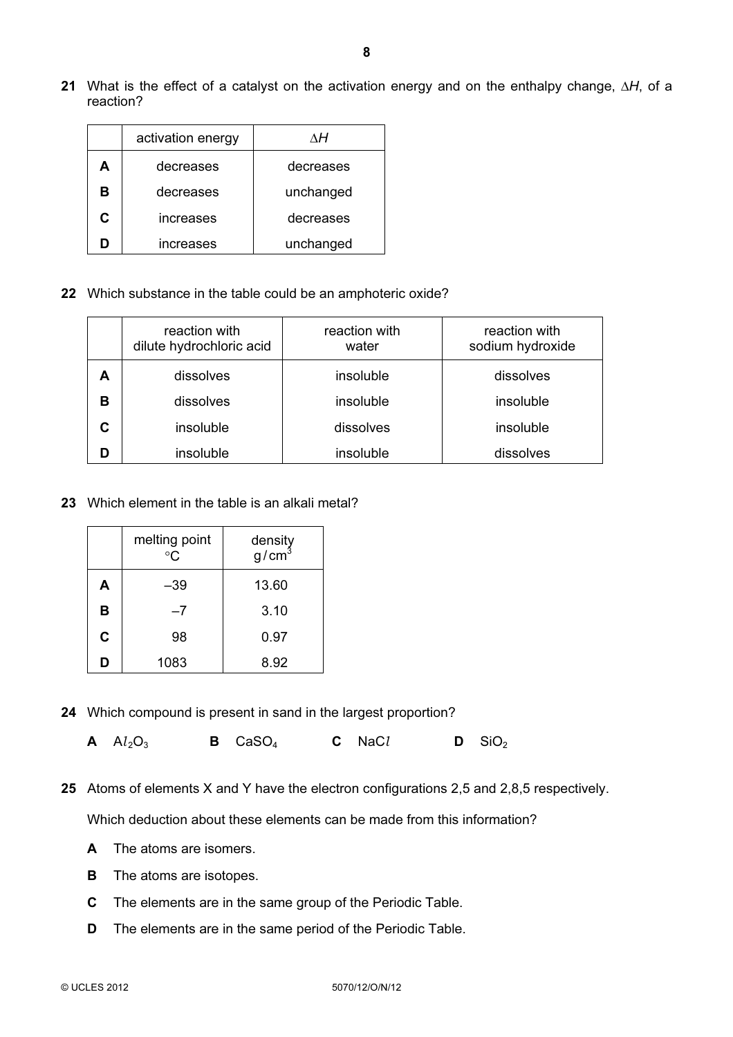**21** What is the effect of a catalyst on the activation energy and on the enthalpy change, $\Delta H$, of a reaction?

| | activation energy | $\Delta H$ |
|---|---|---|
| **A** | decreases | decreases |
| **B** | decreases | unchanged |
| **C** | increases | decreases |
| **D** | increases | unchanged |

**22** Which substance in the table could be an amphoteric oxide?

| | reaction with dilute hydrochloric acid | reaction with water | reaction with sodium hydroxide |
|---|---|---|---|
| **A** | dissolves | insoluble | dissolves |
| **B** | dissolves | insoluble | insoluble |
| **C** | insoluble | dissolves | insoluble |
| **D** | insoluble | insoluble | dissolves |

**23** Which element in the table is an alkali metal?

| | melting point °C | density g / cm$^3$ |
|---|---|---|
| **A** | –39 | 13.60 |
| **B** | –7 | 3.10 |
| **C** | 98 | 0.97 |
| **D** | 1083 | 8.92 |

**24** Which compound is present in sand in the largest proportion?

**A** $Al_2O_3$ **B** $CaSO_4$ **C** $NaCl$ **D** $SiO_2$

**25** Atoms of elements X and Y have the electron configurations 2,5 and 2,8,5 respectively.

Which deduction about these elements can be made from this information?

**A** The atoms are isomers.

**B** The atoms are isotopes.

**C** The elements are in the same group of the Periodic Table.

**D** The elements are in the same period of the Periodic Table.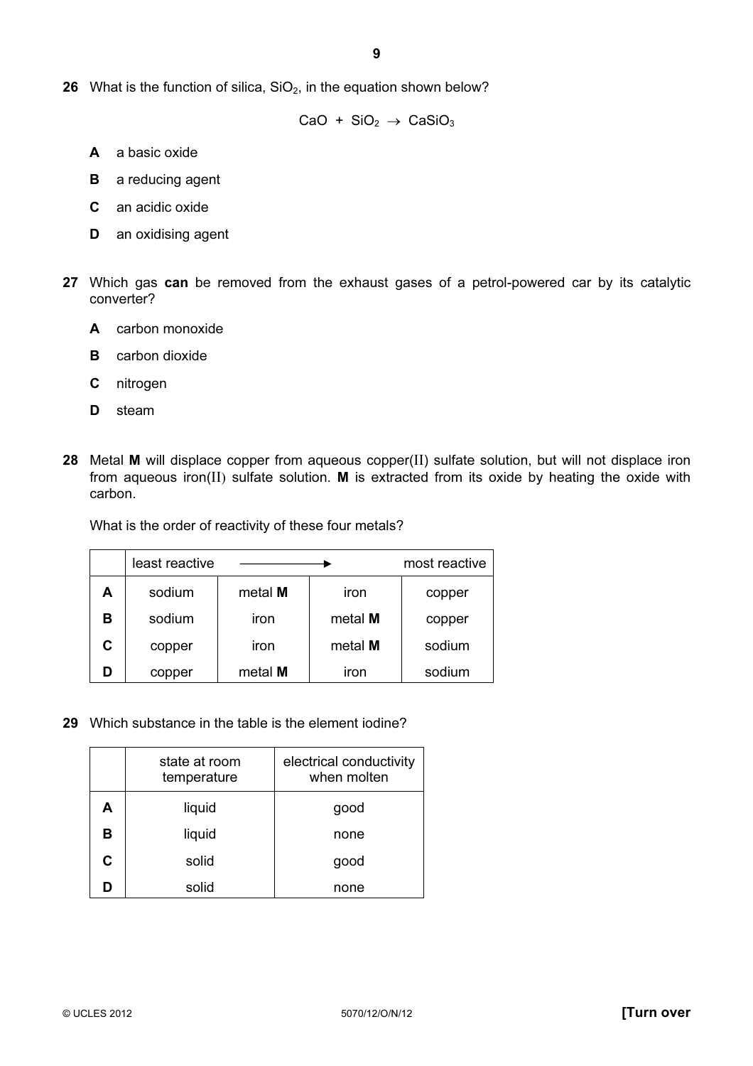**26** What is the function of silica, $SiO_2$, in the equation shown below?

$$CaO + SiO_2 \rightarrow CaSiO_3$$

**A** a basic oxide

**B** a reducing agent

**C** an acidic oxide

**D** an oxidising agent

**27** Which gas **can** be removed from the exhaust gases of a petrol-powered car by its catalytic converter?

**A** carbon monoxide

**B** carbon dioxide

**C** nitrogen

**D** steam

**28** Metal **M** will displace copper from aqueous copper(II) sulfate solution, but will not displace iron from aqueous iron(II) sulfate solution. **M** is extracted from its oxide by heating the oxide with carbon.

What is the order of reactivity of these four metals?

| | least reactive | ⟶ | | most reactive |
|---|---|---|---|---|
| **A** | sodium | metal **M** | iron | copper |
| **B** | sodium | iron | metal **M** | copper |
| **C** | copper | iron | metal **M** | sodium |
| **D** | copper | metal **M** | iron | sodium |

**29** Which substance in the table is the element iodine?

| | state at room temperature | electrical conductivity when molten |
|---|---|---|
| **A** | liquid | good |
| **B** | liquid | none |
| **C** | solid | good |
| **D** | solid | none |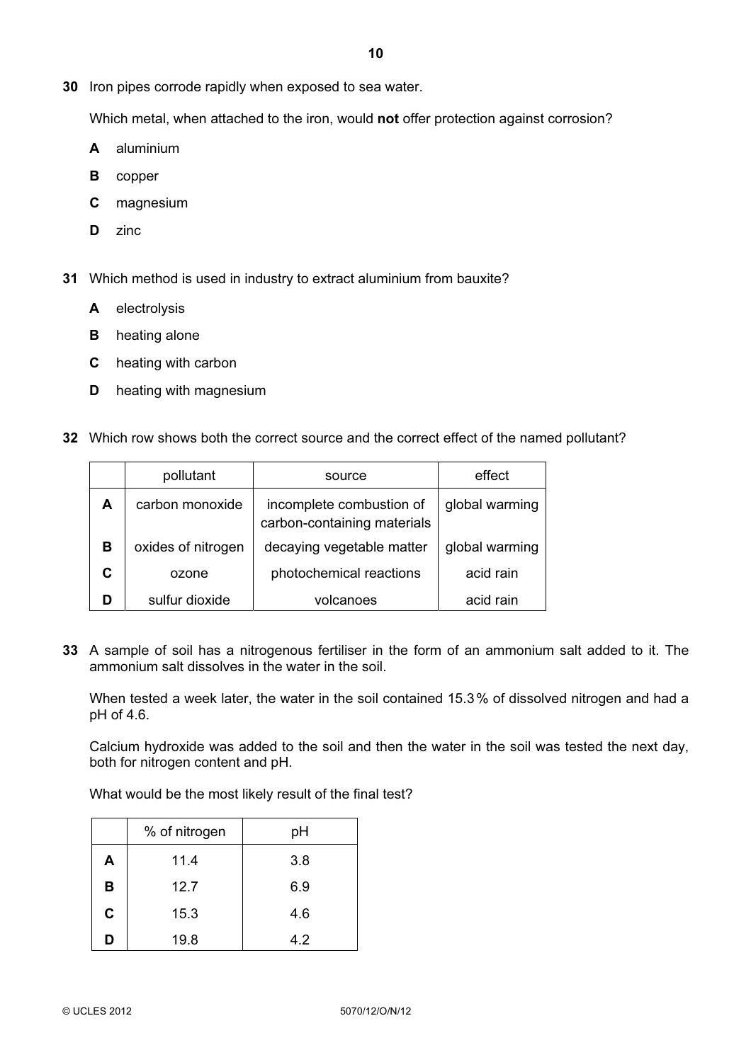**30** Iron pipes corrode rapidly when exposed to sea water.

Which metal, when attached to the iron, would **not** offer protection against corrosion?

**A** aluminium

**B** copper

**C** magnesium

**D** zinc

**31** Which method is used in industry to extract aluminium from bauxite?

**A** electrolysis

**B** heating alone

**C** heating with carbon

**D** heating with magnesium

**32** Which row shows both the correct source and the correct effect of the named pollutant?

| | pollutant | source | effect |
|---|---|---|---|
| **A** | carbon monoxide | incomplete combustion of carbon-containing materials | global warming |
| **B** | oxides of nitrogen | decaying vegetable matter | global warming |
| **C** | ozone | photochemical reactions | acid rain |
| **D** | sulfur dioxide | volcanoes | acid rain |

**33** A sample of soil has a nitrogenous fertiliser in the form of an ammonium salt added to it. The ammonium salt dissolves in the water in the soil.

When tested a week later, the water in the soil contained 15.3% of dissolved nitrogen and had a pH of 4.6.

Calcium hydroxide was added to the soil and then the water in the soil was tested the next day, both for nitrogen content and pH.

What would be the most likely result of the final test?

| | % of nitrogen | pH |
|---|---|---|
| **A** | 11.4 | 3.8 |
| **B** | 12.7 | 6.9 |
| **C** | 15.3 | 4.6 |
| **D** | 19.8 | 4.2 |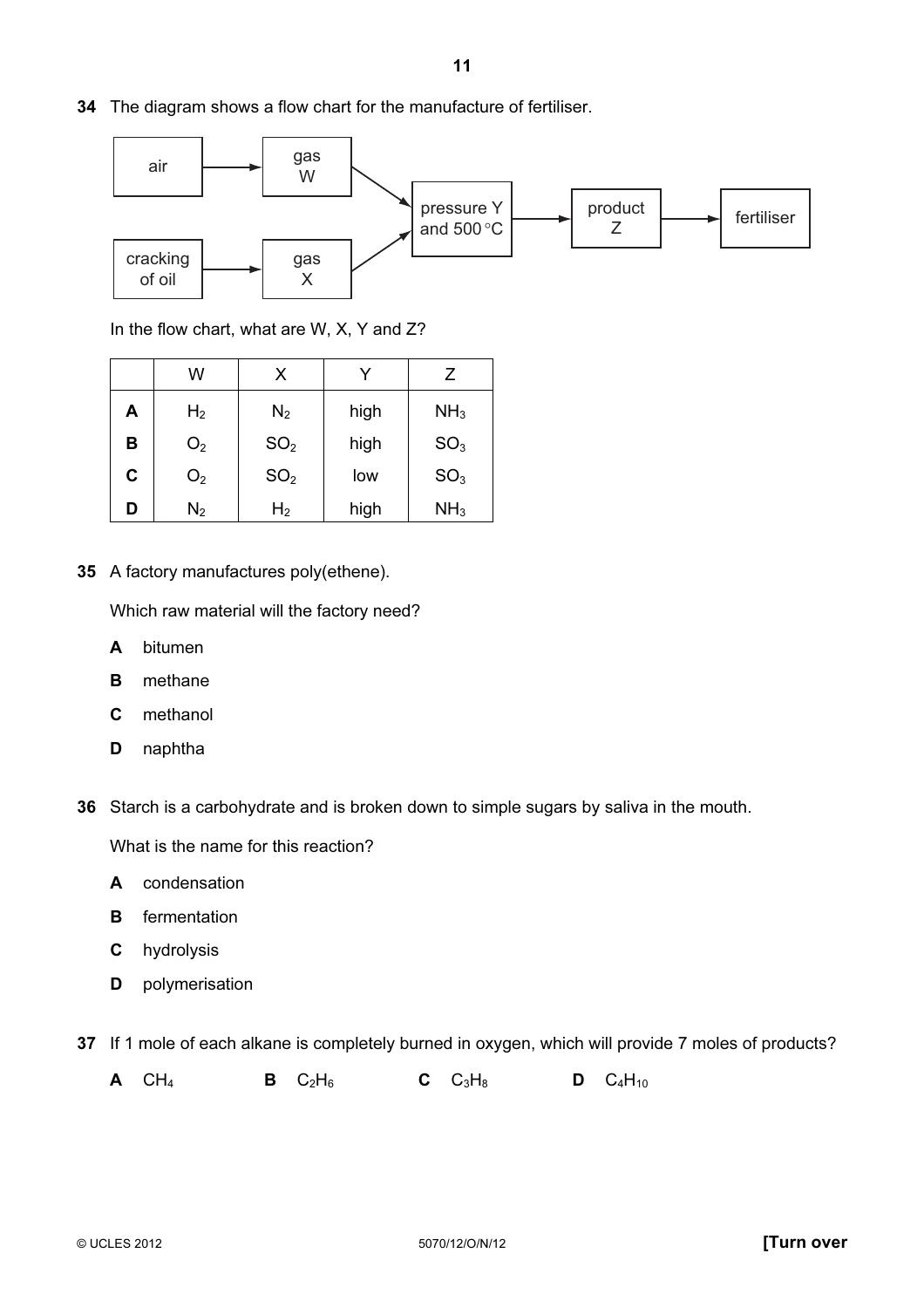**34** The diagram shows a flow chart for the manufacture of fertiliser.

```
air ──────────► gas W ─────┐
                           ├──► pressure Y and 500 °C ──► product Z ──► fertiliser
cracking of oil ──► gas X ─┘
```

In the flow chart, what are W, X, Y and Z?

| | W | X | Y | Z |
|---|---|---|---|---|
| **A** | $H_2$ | $N_2$ | high | $NH_3$ |
| **B** | $O_2$ | $SO_2$ | high | $SO_3$ |
| **C** | $O_2$ | $SO_2$ | low | $SO_3$ |
| **D** | $N_2$ | $H_2$ | high | $NH_3$ |

**35** A factory manufactures poly(ethene).

Which raw material will the factory need?

**A** bitumen

**B** methane

**C** methanol

**D** naphtha

**36** Starch is a carbohydrate and is broken down to simple sugars by saliva in the mouth.

What is the name for this reaction?

**A** condensation

**B** fermentation

**C** hydrolysis

**D** polymerisation

**37** If 1 mole of each alkane is completely burned in oxygen, which will provide 7 moles of products?

**A** $CH_4$ **B** $C_2H_6$ **C** $C_3H_8$ **D** $C_4H_{10}$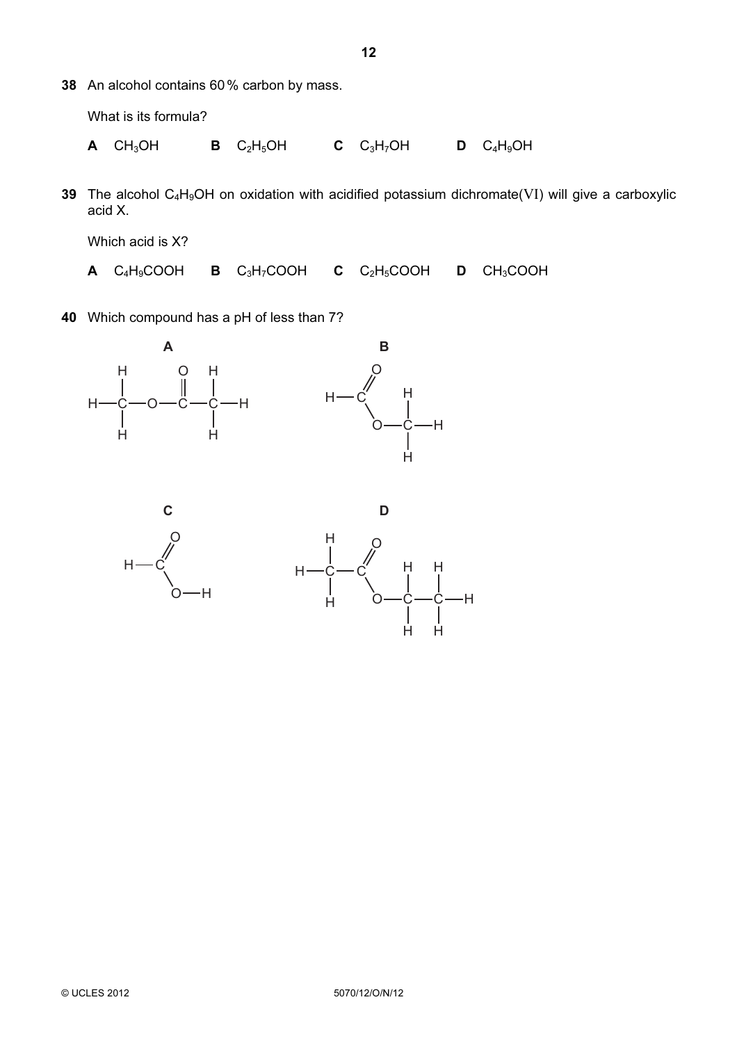**38** An alcohol contains 60 % carbon by mass.

What is its formula?

**A** $CH_3OH$ **B** $C_2H_5OH$ **C** $C_3H_7OH$ **D** $C_4H_9OH$

**39** The alcohol $C_4H_9OH$ on oxidation with acidified potassium dichromate(VI) will give a carboxylic acid X.

Which acid is X?

**A** $C_4H_9COOH$ **B** $C_3H_7COOH$ **C** $C_2H_5COOH$ **D** $CH_3COOH$

**40** Which compound has a pH of less than 7?

**A** $CH_3OCOCH_3$

**B** $HCOOCH_3$

**C** $HCOOH$

**D** $CH_3COOCH_2CH_3$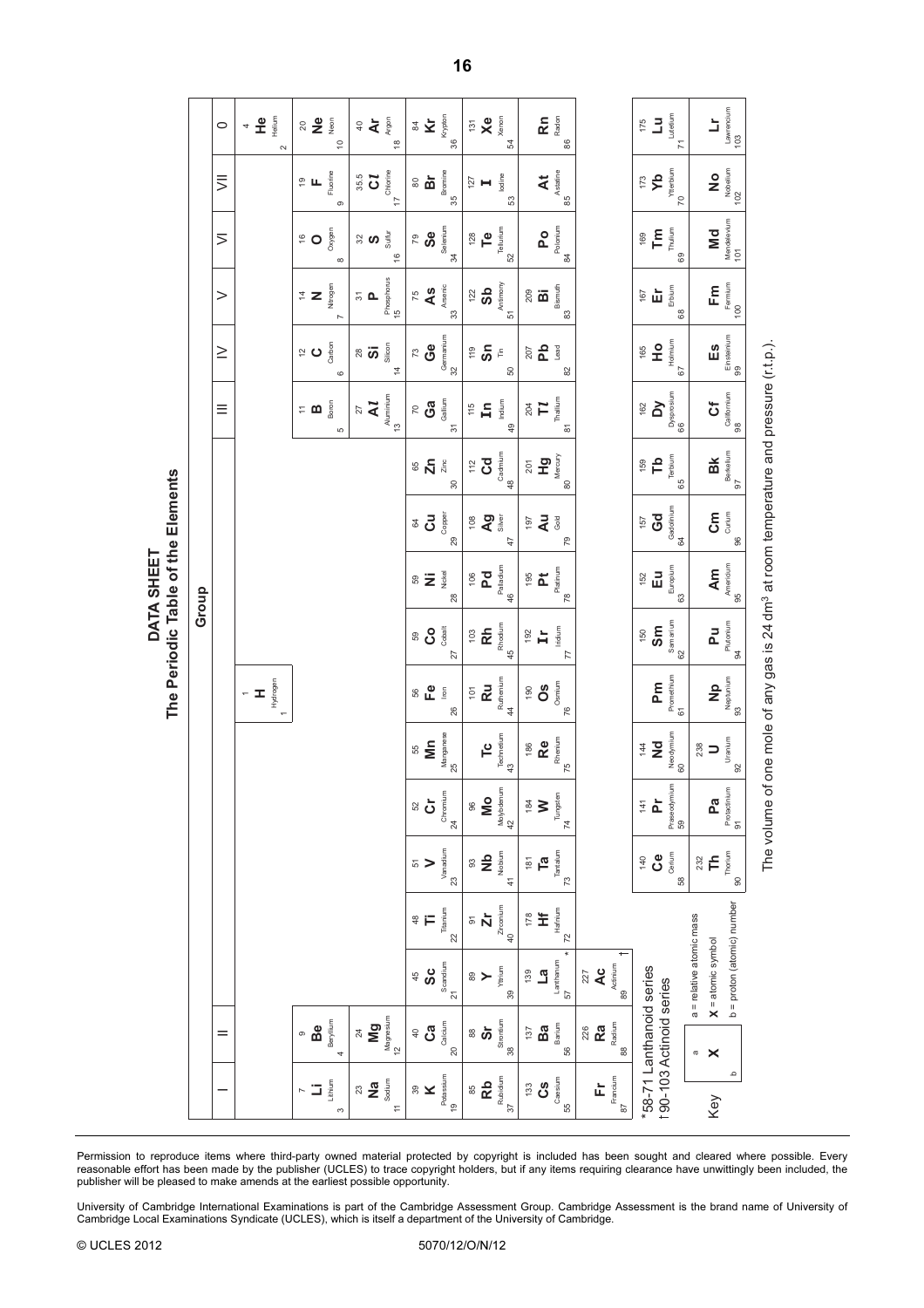# DATA SHEET
## The Periodic Table of the Elements

| | | | | | | | Group | | | | | | | | | | |
|---|---|---|---|---|---|---|---|---|---|---|---|---|---|---|---|---|---|
| I | II | | | | | | | | | | | III | IV | V | VI | VII | 0 |
| | | | | | | | 1 H Hydrogen 1 | | | | | | | | | | 4 He Helium 2 |
| 7 Li Lithium 3 | 9 Be Beryllium 4 | | | | | | | | | | | 11 B Boron 5 | 12 C Carbon 6 | 14 N Nitrogen 7 | 16 O Oxygen 8 | 19 F Fluorine 9 | 20 Ne Neon 10 |
| 23 Na Sodium 11 | 24 Mg Magnesium 12 | | | | | | | | | | | 27 Al Aluminium 13 | 28 Si Silicon 14 | 31 P Phosphorus 15 | 32 S Sulfur 16 | 35.5 Cl Chlorine 17 | 40 Ar Argon 18 |
| 39 K Potassium 19 | 40 Ca Calcium 20 | 45 Sc Scandium 21 | 48 Ti Titanium 22 | 51 V Vanadium 23 | 52 Cr Chromium 24 | 55 Mn Manganese 25 | 56 Fe Iron 26 | 59 Co Cobalt 27 | 59 Ni Nickel 28 | 64 Cu Copper 29 | 65 Zn Zinc 30 | 70 Ga Gallium 31 | 73 Ge Germanium 32 | 75 As Arsenic 33 | 79 Se Selenium 34 | 80 Br Bromine 35 | 84 Kr Krypton 36 |
| 85 Rb Rubidium 37 | 88 Sr Strontium 38 | 89 Y Yttrium 39 | 91 Zr Zirconium 40 | 93 Nb Niobium 41 | 96 Mo Molybdenum 42 | Tc Technetium 43 | 101 Ru Ruthenium 44 | 103 Rh Rhodium 45 | 106 Pd Palladium 46 | 108 Ag Silver 47 | 112 Cd Cadmium 48 | 115 In Indium 49 | 119 Sn Tin 50 | 122 Sb Antimony 51 | 128 Te Tellurium 52 | 127 I Iodine 53 | 131 Xe Xenon 54 |
| 133 Cs Caesium 55 | 137 Ba Barium 56 | 139 La Lanthanum 57 * | 178 Hf Hafnium 72 | 181 Ta Tantalum 73 | 184 W Tungsten 74 | 186 Re Rhenium 75 | 190 Os Osmium 76 | 192 Ir Iridium 77 | 195 Pt Platinum 78 | 197 Au Gold 79 | 201 Hg Mercury 80 | 204 Tl Thallium 81 | 207 Pb Lead 82 | 209 Bi Bismuth 83 | Po Polonium 84 | At Astatine 85 | Rn Radon 86 |
| Fr Francium 87 | 226 Ra Radium 88 | 227 Ac Actinium 89 † | | | | | | | | | | | | | | | |

*58-71 Lanthanoid series
†90-103 Actinoid series

| | | | | | | | | | | | | | |
|---|---|---|---|---|---|---|---|---|---|---|---|---|---|
| 140 Ce Cerium 58 | 141 Pr Praseodymium 59 | 144 Nd Neodymium 60 | Pm Promethium 61 | 150 Sm Samarium 62 | 152 Eu Europium 63 | 157 Gd Gadolinium 64 | 159 Tb Terbium 65 | 162 Dy Dysprosium 66 | 165 Ho Holmium 67 | 167 Er Erbium 68 | 169 Tm Thulium 69 | 173 Yb Ytterbium 70 | 175 Lu Lutetium 71 |
| 232 Th Thorium 90 | Pa Protactinium 91 | 238 U Uranium 92 | Np Neptunium 93 | Pu Plutonium 94 | Am Americium 95 | Cm Curium 96 | Bk Berkelium 97 | Cf Californium 98 | Es Einsteinium 99 | Fm Fermium 100 | Md Mendelevium 101 | No Nobelium 102 | Lr Lawrencium 103 |

Key

| | |
|---|---|
| a X b | a = relative atomic mass<br>X = atomic symbol<br>b = proton (atomic) number |

The volume of one mole of any gas is 24 dm$^3$ at room temperature and pressure (r.t.p.).

Permission to reproduce items where third-party owned material protected by copyright is included has been sought and cleared where possible. Every reasonable effort has been made by the publisher (UCLES) to trace copyright holders, but if any items requiring clearance have unwittingly been included, the publisher will be pleased to make amends at the earliest possible opportunity.

University of Cambridge International Examinations is part of the Cambridge Assessment Group. Cambridge Assessment is the brand name of University of Cambridge Local Examinations Syndicate (UCLES), which is itself a department of the University of Cambridge.